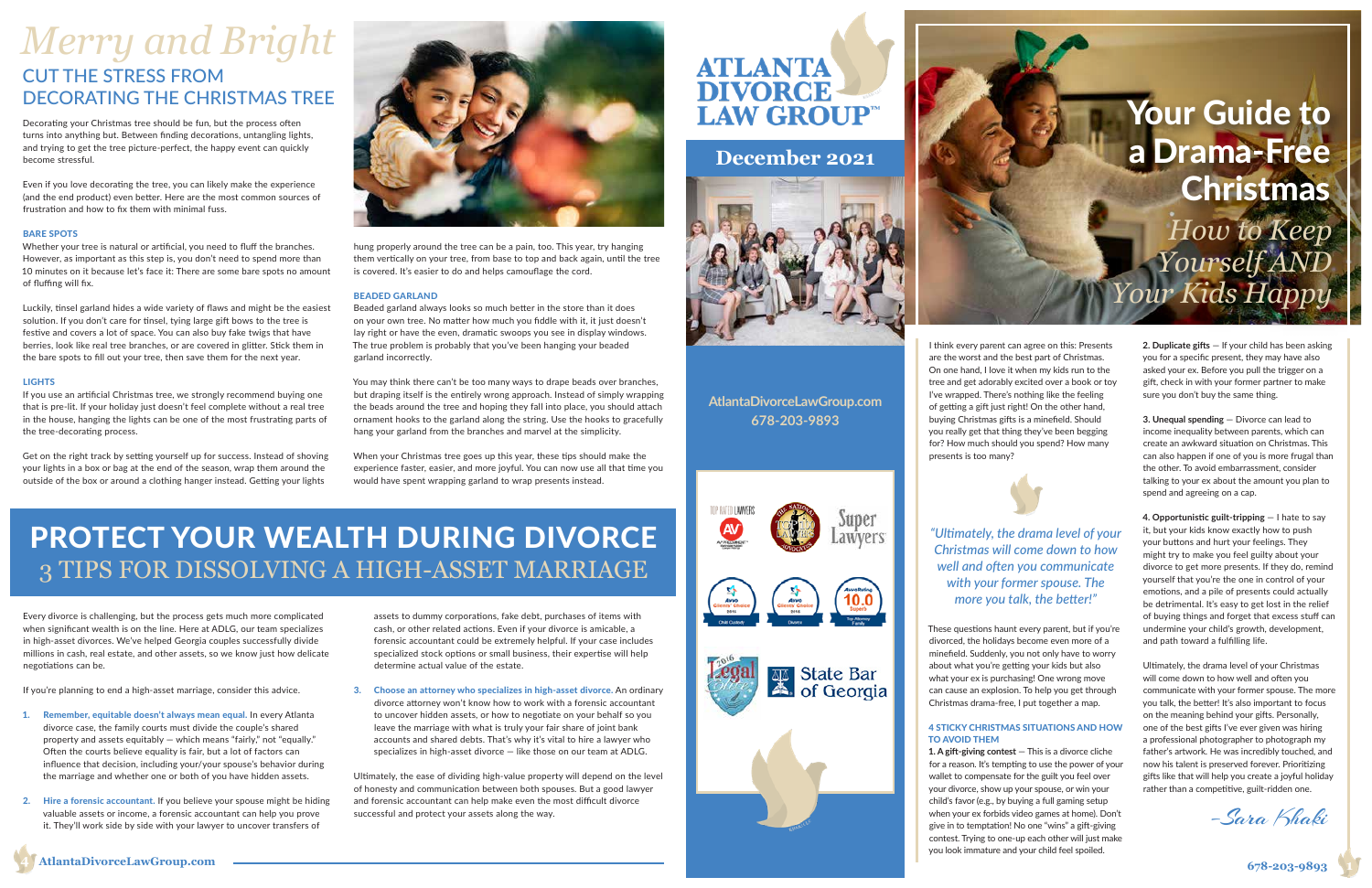# Merry and Bright

## CUT THE STRESS FROM DECORATING THE CHRISTMAS TREE

Decorating your Christmas tree should be fun, but the process often turns into anything but. Between finding decorations, untangling lights, and trying to get the tree picture-perfect, the happy event can quickly become stressful.

Even if you love decorating the tree, you can likely make the experience (and the end product) even better. Here are the most common sources of frustration and how to fix them with minimal fuss.

### BARE SPOTS

Whether your tree is natural or artificial, you need to fluff the branches. However, as important as this step is, you don't need to spend more than 10 minutes on it because let's face it: There are some bare spots no amount of fluffing will fix.

Luckily, tinsel garland hides a wide variety of flaws and might be the easiest solution. If you don't care for tinsel, tying large gift bows to the tree is festive and covers a lot of space. You can also buy fake twigs that have berries, look like real tree branches, or are covered in glitter. Stick them in the bare spots to fill out your tree, then save them for the next year.

### LIGHTS

If you use an artificial Christmas tree, we strongly recommend buying one that is pre-lit. If your holiday just doesn't feel complete without a real tree in the house, hanging the lights can be one of the most frustrating parts of the tree-decorating process.

Get on the right track by setting yourself up for success. Instead of shoving your lights in a box or bag at the end of the season, wrap them around the outside of the box or around a clothing hanger instead. Getting your lights hung properly around the tree can be a pain, too. This year, try hanging them vertically on your tree, from base to top and back again, until the tree is covered. It's easier to do and helps camouflage the cord.

### BEADED GARLAND

Beaded garland always looks so much better in the store than it does on your own tree. No matter how much you fiddle with it, it just doesn't lay right or have the even, dramatic swoops you see in display windows. The true problem is probably that you've been hanging your beaded garland incorrectly.

You may think there can't be too many ways to drape beads over branches, but draping itself is the entirely wrong approach. Instead of simply wrapping the beads around the tree and hoping they fall into place, you should attach ornament hooks to the garland along the string. Use the hooks to gracefully hang your garland from the branches and marvel at the simplicity.

When your Christmas tree goes up this year, these tips should make the experience faster, easier, and more joyful. You can now use all that time you would have spent wrapping garland to wrap presents instead.

# PROTECT YOUR WEALTH DURING DIVORCE

## 3 TIPS FOR DISSOLVING A HIGH-ASSET MARRIAGE

Every divorce is challenging, but the process gets much more complicated when significant wealth is on the line. Here at ADLG, our team specializes in high-asset divorces. We've helped Georgia couples successfully divide millions in cash, real estate, and other assets, so we know just how delicate negotiations can be.

If you're planning to end a high-asset marriage, consider this advice.

1. **Remember, equitable doesn't always mean equal.** In every Atlanta divorce case, the family courts must divide the couple's shared property and assets equitably — which means "fairly," not "equally." Often the courts believe equality is fair, but a lot of factors can influence that decision, including your/your spouse's behavior during the marriage and whether one or both of you have hidden assets.
2. **Hire a forensic accountant.** If you believe your spouse might be hiding valuable assets or income, a forensic accountant can help you prove it. They'll work side by side with your lawyer to uncover transfers of assets to dummy corporations, fake debt, purchases of items with cash, or other related actions. Even if your divorce is amicable, a forensic accountant could be extremely helpful. If your case includes specialized stock options or small business, their expertise will help determine actual value of the estate.
3. **Choose an attorney who specializes in high-asset divorce.** An ordinary divorce attorney won't know how to work with a forensic accountant to uncover hidden assets, or how to negotiate on your behalf so you leave the marriage with what is truly your fair share of joint bank accounts and shared debts. That's why it's vital to hire a lawyer who specializes in high-asset divorce — like those on our team at ADLG.

Ultimately, the ease of dividing high-value property will depend on the level of honesty and communication between both spouses. But a good lawyer and forensic accountant can help make even the most difficult divorce successful and protect your assets along the way.

# ATLANTA DIVORCE LAW GROUP™

## December 2021

AtlantaDivorceLawGroup.com
678-203-9893

# Your Guide to a Drama-Free Christmas

## *How to Keep Yourself AND Your Kids Happy*

I think every parent can agree on this: Presents are the worst and the best part of Christmas. On one hand, I love it when my kids run to the tree and get adorably excited over a book or toy I've wrapped. There's nothing like the feeling of getting a gift just right! On the other hand, buying Christmas gifts is a minefield. Should you really get that thing they've been begging for? How much should you spend? How many presents is too many?

> *"Ultimately, the drama level of your Christmas will come down to how well and often you communicate with your former spouse. The more you talk, the better!"*

These questions haunt every parent, but if you're divorced, the holidays become even more of a minefield. Suddenly, you not only have to worry about what you're getting your kids but also what your ex is purchasing! One wrong move can cause an explosion. To help you get through Christmas drama-free, I put together a map.

### 4 STICKY CHRISTMAS SITUATIONS AND HOW TO AVOID THEM

**1. A gift-giving contest** — This is a divorce cliche for a reason. It's tempting to use the power of your wallet to compensate for the guilt you feel over your divorce, show up your spouse, or win your child's favor (e.g., by buying a full gaming setup when your ex forbids video games at home). Don't give in to temptation! No one "wins" a gift-giving contest. Trying to one-up each other will just make you look immature and your child feel spoiled.

**2. Duplicate gifts** — If your child has been asking you for a specific present, they may have also asked your ex. Before you pull the trigger on a gift, check in with your former partner to make sure you don't buy the same thing.

**3. Unequal spending** — Divorce can lead to income inequality between parents, which can create an awkward situation on Christmas. This can also happen if one of you is more frugal than the other. To avoid embarrassment, consider talking to your ex about the amount you plan to spend and agreeing on a cap.

**4. Opportunistic guilt-tripping** — I hate to say it, but your kids know exactly how to push your buttons and hurt your feelings. They might try to make you feel guilty about your divorce to get more presents. If they do, remind yourself that you're the one in control of your emotions, and a pile of presents could actually be detrimental. It's easy to get lost in the relief of buying things and forget that excess stuff can undermine your child's growth, development, and path toward a fulfilling life.

Ultimately, the drama level of your Christmas will come down to how well and often you communicate with your former spouse. The more you talk, the better! It's also important to focus on the meaning behind your gifts. Personally, one of the best gifts I've ever given was hiring a professional photographer to photograph my father's artwork. He was incredibly touched, and now his talent is preserved forever. Prioritizing gifts like that will help you create a joyful holiday rather than a competitive, guilt-ridden one.

*–Sara Khaki*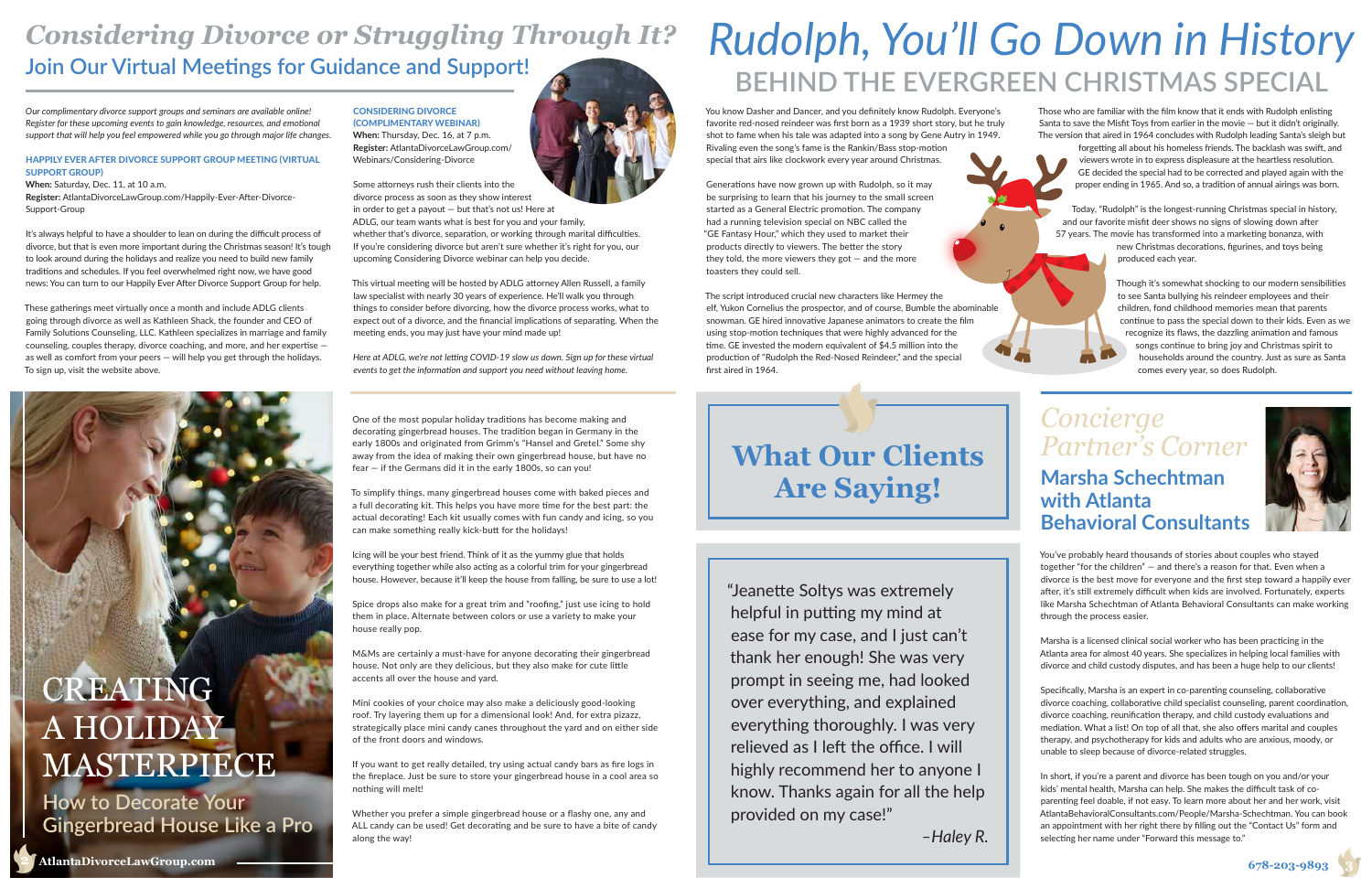# Considering Divorce or Struggling Through It?

## Join Our Virtual Meetings for Guidance and Support!

*Our complimentary divorce support groups and seminars are available online! Register for these upcoming events to gain knowledge, resources, and emotional support that will help you feel empowered while you go through major life changes.*

### HAPPILY EVER AFTER DIVORCE SUPPORT GROUP MEETING (VIRTUAL SUPPORT GROUP)

**When:** Saturday, Dec. 11, at 10 a.m.
**Register:** AtlantaDivorceLawGroup.com/Happily-Ever-After-Divorce-Support-Group

It's always helpful to have a shoulder to lean on during the difficult process of divorce, but that is even more important during the Christmas season! It's tough to learn to navigate the holidays and realize you need to build new family traditions and schedules. If you feel overwhelmed right now, we have good news: You can turn to our Happily Ever After Divorce Support Group for help.

These gatherings meet virtually once a month and include ADLG clients going through divorce as well as Kathleen Shack, the founder and CEO of Family Solutions Counseling, LLC. Kathleen specializes in marriage and family counseling, couples therapy, divorce coaching, and more, and her expertise — as well as comfort from your peers — will help you get through the holidays. To sign up, visit the website above.

### CONSIDERING DIVORCE (COMPLIMENTARY WEBINAR)

**When:** Thursday, Dec. 16, at 7 p.m.
**Register:** AtlantaDivorceLawGroup.com/Webinars/Considering-Divorce

Some attorneys rush their clients into the divorce process as soon as they show interest in order to get a payout — but that's not us! Here at ADLG, our team wants what is best for you and your family, whether that's divorce, separation, or working through marital difficulties. If you're considering divorce but aren't sure whether it's right for you, our upcoming Considering Divorce webinar can help you decide.

This virtual meeting will be hosted by ADLG attorney Allen Russell, a family law specialist with nearly 30 years of experience. He'll walk you through things to consider before divorcing, how the divorce process works, what to expect out of a divorce, and the financial implications of separating. When the meeting ends, you may just have your mind made up!

*Here at ADLG, we're not letting COVID-19 slow us down. Sign up for these virtual events to get the information and support you need without leaving home.*

# CREATING A HOLIDAY MASTERPIECE

## How to Decorate Your Gingerbread House Like a Pro

One of the most popular holiday traditions has become making and decorating gingerbread houses. The tradition began in Germany in the early 1800s and originated from Grimm's "Hansel and Gretel." Some shy away from the idea of making their own gingerbread house, but have no fear — if the Germans did it in the early 1800s, so can you!

To simplify things, many gingerbread houses come with baked pieces and a full decorating kit. This helps you have more time for the best part: the actual decorating! Each kit usually comes with fun candy and icing, so you can make something really kick-butt for the holidays!

Icing will be your best friend. Think of it as the yummy glue that holds everything together while also acting as a colorful trim for your gingerbread house. However, because it'll keep the house from falling, be sure to use a lot!

Spice drops also make for a great trim and "roofing," just use icing to hold them in place. Alternate between colors or use a variety to make your house really pop.

M&Ms are certainly a must-have for anyone decorating their gingerbread house. Not only are they delicious, but they also make for cute little accents all over the house and yard.

Mini cookies of your choice may also make a deliciously good-looking roof. Try layering them up for a dimensional look! And, for extra pizazz, strategically place mini candy canes throughout the yard and on either side of the front doors and windows.

If you want to get really detailed, try using actual candy bars as fire logs in the fireplace. Just be sure to store your gingerbread house in a cool area so nothing will melt!

Whether you prefer a simple gingerbread house or a flashy one, any and ALL candy can be used! Get decorating and be sure to have a bite of candy along the way!

# Rudolph, You'll Go Down in History

## BEHIND THE EVERGREEN CHRISTMAS SPECIAL

You know Dasher and Dancer, and you definitely know Rudolph. Everyone's favorite red-nosed reindeer was first born as a 1939 short story, but he truly shot to fame when his tale was adapted into a song by Gene Autry in 1949. Rivaling even the song's fame is the Rankin/Bass stop-motion special that airs like clockwork every year around Christmas.

Generations have now grown up with Rudolph, so it may be surprising to learn that his journey to the small screen started as a General Electric promotion. The company had a running television special on NBC called the "GE Fantasy Hour," which they used to market their products directly to viewers. The better the story they told, the more viewers they got — and the more toasters they could sell.

The script introduced crucial new characters like Hermey the elf, Yukon Cornelius the prospector, and of course, Bumble the abominable snowman. GE hired innovative Japanese animators to create the film using stop-motion techniques that were highly advanced for the time. GE invested the modern equivalent of $4.5 million into the production of "Rudolph the Red-Nosed Reindeer," and the special first aired in 1964.

Those who are familiar with the film know that it ends with Rudolph enlisting Santa to save the Misfit Toys from earlier in the movie — but it didn't originally. The version that aired in 1964 concludes with Rudolph leading Santa's sleigh but forgetting all about his homeless friends. The backlash was swift, and viewers wrote in to express displeasure at the heartless resolution. GE decided the special had to be corrected and played again with the proper ending in 1965. And so, a tradition of annual airings was born.

Today, "Rudolph" is the longest-running Christmas special in history, and our favorite misfit deer shows no signs of slowing down after 57 years. The movie has transformed into a marketing bonanza, with new Christmas decorations, figurines, and toys being produced each year.

Though it's somewhat shocking to our modern sensibilities to see Santa bullying his reindeer employees and their children, fond childhood memories mean that parents continue to pass the special down to their kids. Even as we recognize its flaws, the dazzling animation and famous songs continue to bring joy and Christmas spirit to households around the country. Just as sure as Santa comes every year, so does Rudolph.

# What Our Clients Are Saying!

"Jeanette Soltys was extremely helpful in putting my mind at ease for my case, and I just can't thank her enough! She was very prompt in seeing me, had looked over everything, and explained everything thoroughly. I was very relieved as I left the office. I will highly recommend her to anyone I know. Thanks again for all the help provided on my case!"

*–Haley R.*

# Concierge Partner's Corner

## Marsha Schechtman with Atlanta Behavioral Consultants

You've probably heard thousands of stories about couples who stayed together "for the children" — and there's a reason for that. Even when a divorce is the best move for everyone and the first step toward a happily ever after, it's still extremely difficult when kids are involved. Fortunately, experts like Marsha Schechtman of Atlanta Behavioral Consultants can make working through the process easier.

Marsha is a licensed clinical social worker who has been practicing in the Atlanta area for almost 40 years. She specializes in helping local families with divorce and child custody disputes, and has been a huge help to our clients!

Specifically, Marsha is an expert in co-parenting counseling, collaborative divorce coaching, collaborative child specialist counseling, parent coordination, divorce coaching, reunification therapy, and child custody evaluations and mediation. What a list! On top of all that, she also offers marital and couples therapy, and psychotherapy for kids and adults who are anxious, moody, or unable to sleep because of divorce-related struggles.

In short, if you're a parent and divorce has been tough on you and/or your kids' mental health, Marsha can help. She makes the difficult task of co-parenting feel doable, if not easy. To learn more about her and her work, visit AtlantaBehavioralConsultants.com/People/Marsha-Schechtman. You can book an appointment with her right there by filling out the "Contact Us" form and selecting her name under "Forward this message to."